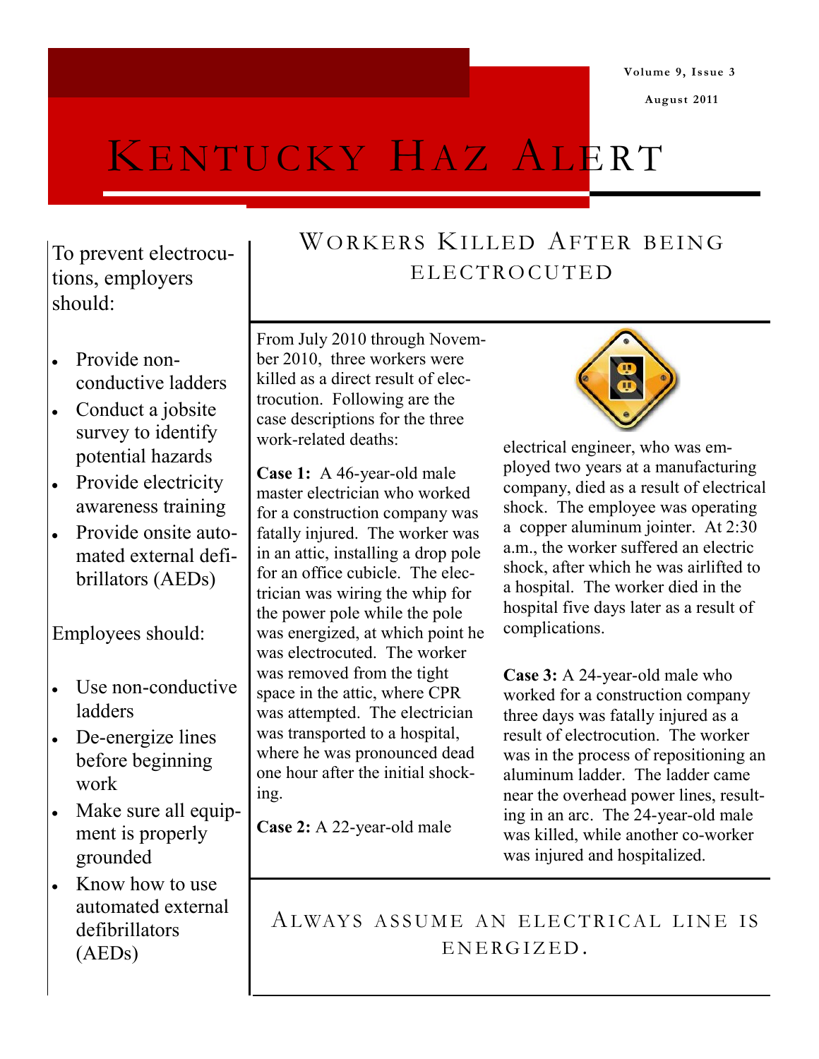# Kentucky Haz Alert

## Workers Killed After being Electrocuted

From July 2010 through November 2010, three workers were killed as a direct result of electrocution. Following are the case descriptions for the three work-related deaths:

**Case 1:** A 46-year-old male master electrician who worked for a construction company was fatally injured. The worker was in an attic, installing a drop pole for an office cubicle. The electrician was wiring the whip for the power pole while the pole was energized, at which point he was electrocuted. The worker was removed from the tight space in the attic, where CPR was attempted. The electrician was transported to a hospital, where he was pronounced dead one hour after the initial shocking.

**Case 2:** A 22-year-old male electrical engineer, who was employed two years at a manufacturing company, died as a result of electrical shock. The employee was operating a copper aluminum jointer. At 2:30 a.m., the worker suffered an electric shock, after which he was airlifted to a hospital. The worker died in the hospital five days later as a result of complications.

**Case 3:** A 24-year-old male who worked for a construction company three days was fatally injured as a result of electrocution. The worker was in the process of repositioning an aluminum ladder. The ladder came near the overhead power lines, resulting in an arc. The 24-year-old male was killed, while another co-worker was injured and hospitalized.

### Always assume an electrical line is energized.

To prevent electrocutions, employers should:

- Provide non-conductive ladders
- Conduct a jobsite survey to identify potential hazards
- Provide electricity awareness training
- Provide onsite automated external defibrillators (AEDs)

Employees should:

- Use non-conductive ladders
- De-energize lines before beginning work
- Make sure all equipment is properly grounded
- Know how to use automated external defibrillators (AEDs)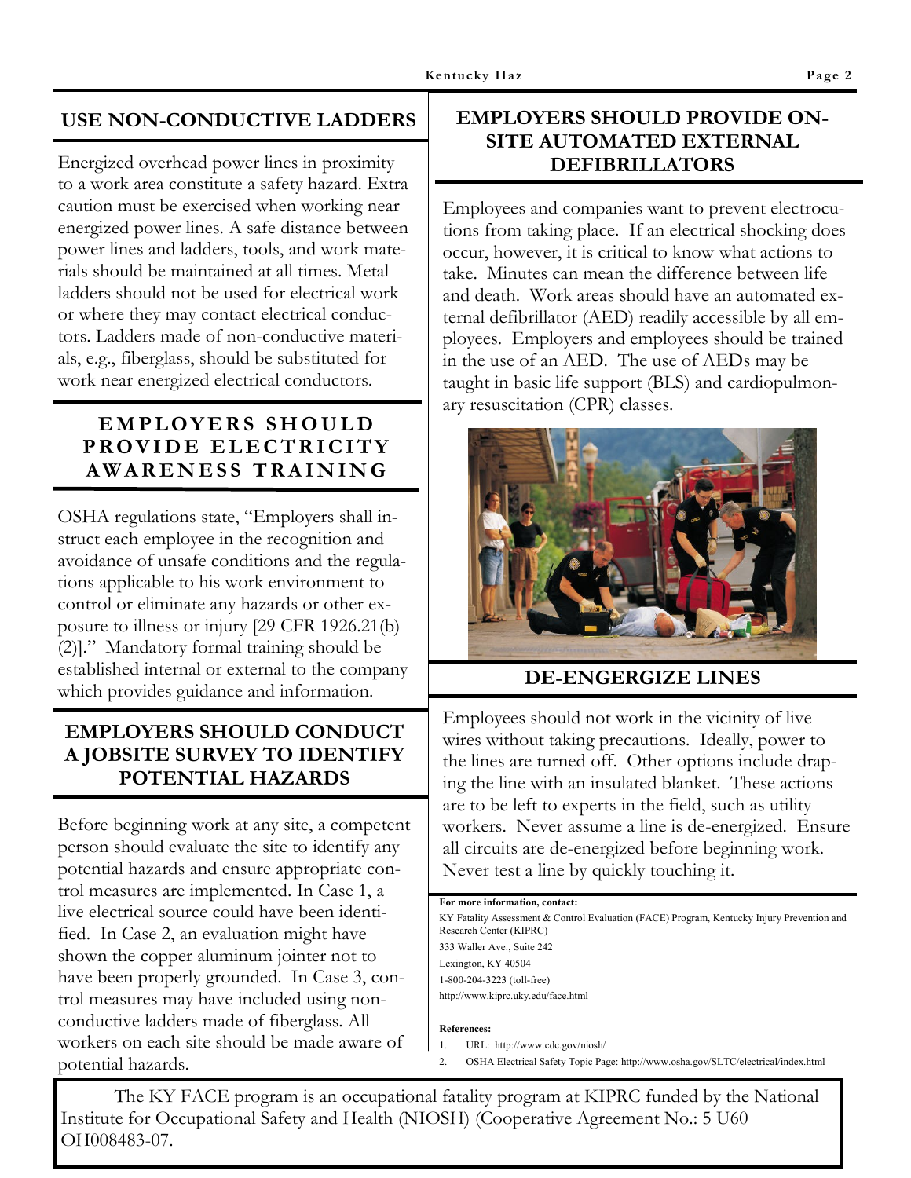## USE NON-CONDUCTIVE LADDERS

Energized overhead power lines in proximity to a work area constitute a safety hazard. Extra caution must be exercised when working near energized power lines. A safe distance between power lines and ladders, tools, and work materials should be maintained at all times. Metal ladders should not be used for electrical work or where they may contact electrical conductors. Ladders made of non-conductive materials, e.g., fiberglass, should be substituted for work near energized electrical conductors.

## EMPLOYERS SHOULD PROVIDE ELECTRICITY AWARENESS TRAINING

OSHA regulations state, "Employers shall instruct each employee in the recognition and avoidance of unsafe conditions and the regulations applicable to his work environment to control or eliminate any hazards or other exposure to illness or injury [29 CFR 1926.21(b)(2)]." Mandatory formal training should be established internal or external to the company which provides guidance and information.

## EMPLOYERS SHOULD CONDUCT A JOBSITE SURVEY TO IDENTIFY POTENTIAL HAZARDS

Before beginning work at any site, a competent person should evaluate the site to identify any potential hazards and ensure appropriate control measures are implemented. In Case 1, a live electrical source could have been identified. In Case 2, an evaluation might have shown the copper aluminum jointer not to have been properly grounded. In Case 3, control measures may have included using non-conductive ladders made of fiberglass. All workers on each site should be made aware of potential hazards.

## EMPLOYERS SHOULD PROVIDE ON-SITE AUTOMATED EXTERNAL DEFIBRILLATORS

Employees and companies want to prevent electrocutions from taking place. If an electrical shocking does occur, however, it is critical to know what actions to take. Minutes can mean the difference between life and death. Work areas should have an automated external defibrillator (AED) readily accessible by all employees. Employers and employees should be trained in the use of an AED. The use of AEDs may be taught in basic life support (BLS) and cardiopulmonary resuscitation (CPR) classes.

## DE-ENGERGIZE LINES

Employees should not work in the vicinity of live wires without taking precautions. Ideally, power to the lines are turned off. Other options include draping the line with an insulated blanket. These actions are to be left to experts in the field, such as utility workers. Never assume a line is de-energized. Ensure all circuits are de-energized before beginning work. Never test a line by quickly touching it.

**For more information, contact:**

KY Fatality Assessment & Control Evaluation (FACE) Program, Kentucky Injury Prevention and Research Center (KIPRC)
333 Waller Ave., Suite 242
Lexington, KY 40504
1-800-204-3223 (toll-free)
http://www.kiprc.uky.edu/face.html

**References:**

1. URL: http://www.cdc.gov/niosh/
2. OSHA Electrical Safety Topic Page: http://www.osha.gov/SLTC/electrical/index.html

The KY FACE program is an occupational fatality program at KIPRC funded by the National Institute for Occupational Safety and Health (NIOSH) (Cooperative Agreement No.: 5 U60 OH008483-07.